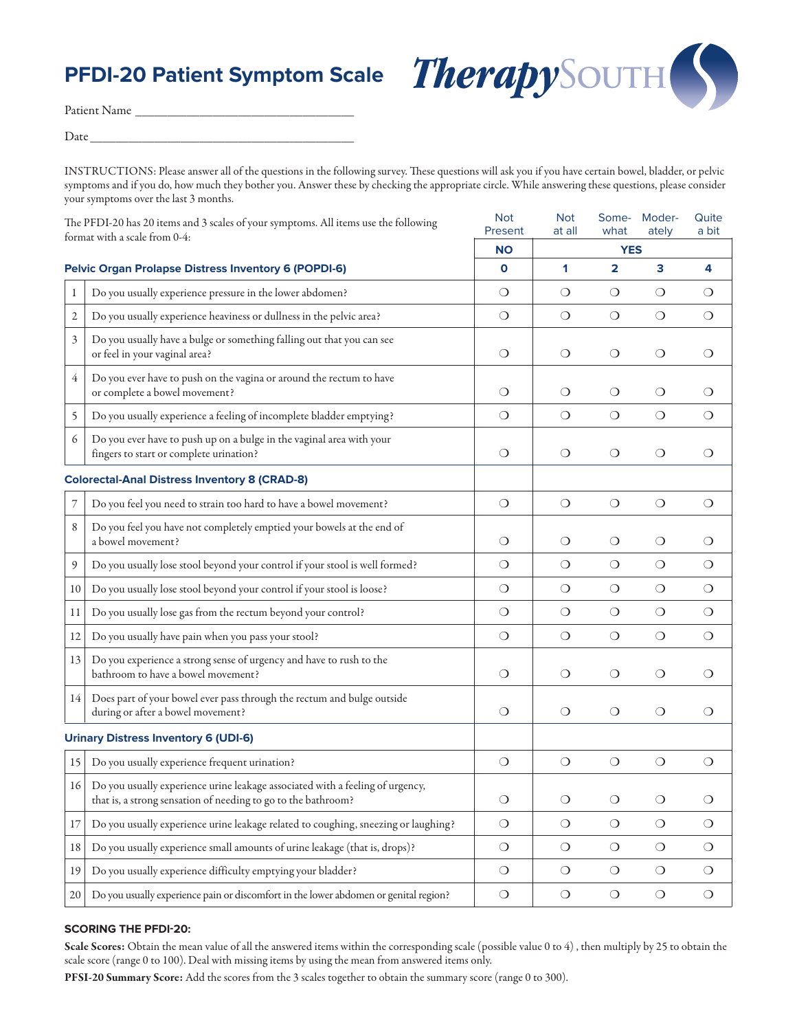# PFDI-20 Patient Symptom Scale

TherapySOUTH

Patient Name ___________________________________

Date ___________________________________________

INSTRUCTIONS: Please answer all of the questions in the following survey. These questions will ask you if you have certain bowel, bladder, or pelvic symptoms and if you do, how much they bother you. Answer these by checking the appropriate circle. While answering these questions, please consider your symptoms over the last 3 months.

The PFDI-20 has 20 items and 3 scales of your symptoms. All items use the following format with a scale from 0-4:

| | | Not Present | Not at all | Some-what | Moder-ately | Quite a bit |
|---|---|---|---|---|---|---|
| | | **NO** | **YES** | | | |
| **Pelvic Organ Prolapse Distress Inventory 6 (POPDI-6)** | | **0** | **1** | **2** | **3** | **4** |
| 1 | Do you usually experience pressure in the lower abdomen? | ❍ | ❍ | ❍ | ❍ | ❍ |
| 2 | Do you usually experience heaviness or dullness in the pelvic area? | ❍ | ❍ | ❍ | ❍ | ❍ |
| 3 | Do you usually have a bulge or something falling out that you can see or feel in your vaginal area? | ❍ | ❍ | ❍ | ❍ | ❍ |
| 4 | Do you ever have to push on the vagina or around the rectum to have or complete a bowel movement? | ❍ | ❍ | ❍ | ❍ | ❍ |
| 5 | Do you usually experience a feeling of incomplete bladder emptying? | ❍ | ❍ | ❍ | ❍ | ❍ |
| 6 | Do you ever have to push up on a bulge in the vaginal area with your fingers to start or complete urination? | ❍ | ❍ | ❍ | ❍ | ❍ |
| **Colorectal-Anal Distress Inventory 8 (CRAD-8)** | | | | | | |
| 7 | Do you feel you need to strain too hard to have a bowel movement? | ❍ | ❍ | ❍ | ❍ | ❍ |
| 8 | Do you feel you have not completely emptied your bowels at the end of a bowel movement? | ❍ | ❍ | ❍ | ❍ | ❍ |
| 9 | Do you usually lose stool beyond your control if your stool is well formed? | ❍ | ❍ | ❍ | ❍ | ❍ |
| 10 | Do you usually lose stool beyond your control if your stool is loose? | ❍ | ❍ | ❍ | ❍ | ❍ |
| 11 | Do you usually lose gas from the rectum beyond your control? | ❍ | ❍ | ❍ | ❍ | ❍ |
| 12 | Do you usually have pain when you pass your stool? | ❍ | ❍ | ❍ | ❍ | ❍ |
| 13 | Do you experience a strong sense of urgency and have to rush to the bathroom to have a bowel movement? | ❍ | ❍ | ❍ | ❍ | ❍ |
| 14 | Does part of your bowel ever pass through the rectum and bulge outside during or after a bowel movement? | ❍ | ❍ | ❍ | ❍ | ❍ |
| **Urinary Distress Inventory 6 (UDI-6)** | | | | | | |
| 15 | Do you usually experience frequent urination? | ❍ | ❍ | ❍ | ❍ | ❍ |
| 16 | Do you usually experience urine leakage associated with a feeling of urgency, that is, a strong sensation of needing to go to the bathroom? | ❍ | ❍ | ❍ | ❍ | ❍ |
| 17 | Do you usually experience urine leakage related to coughing, sneezing or laughing? | ❍ | ❍ | ❍ | ❍ | ❍ |
| 18 | Do you usually experience small amounts of urine leakage (that is, drops)? | ❍ | ❍ | ❍ | ❍ | ❍ |
| 19 | Do you usually experience difficulty emptying your bladder? | ❍ | ❍ | ❍ | ❍ | ❍ |
| 20 | Do you usually experience pain or discomfort in the lower abdomen or genital region? | ❍ | ❍ | ❍ | ❍ | ❍ |

### SCORING THE PFDI-20:

**Scale Scores:** Obtain the mean value of all the answered items within the corresponding scale (possible value 0 to 4) , then multiply by 25 to obtain the scale score (range 0 to 100). Deal with missing items by using the mean from answered items only.

**PFSI-20 Summary Score:** Add the scores from the 3 scales together to obtain the summary score (range 0 to 300).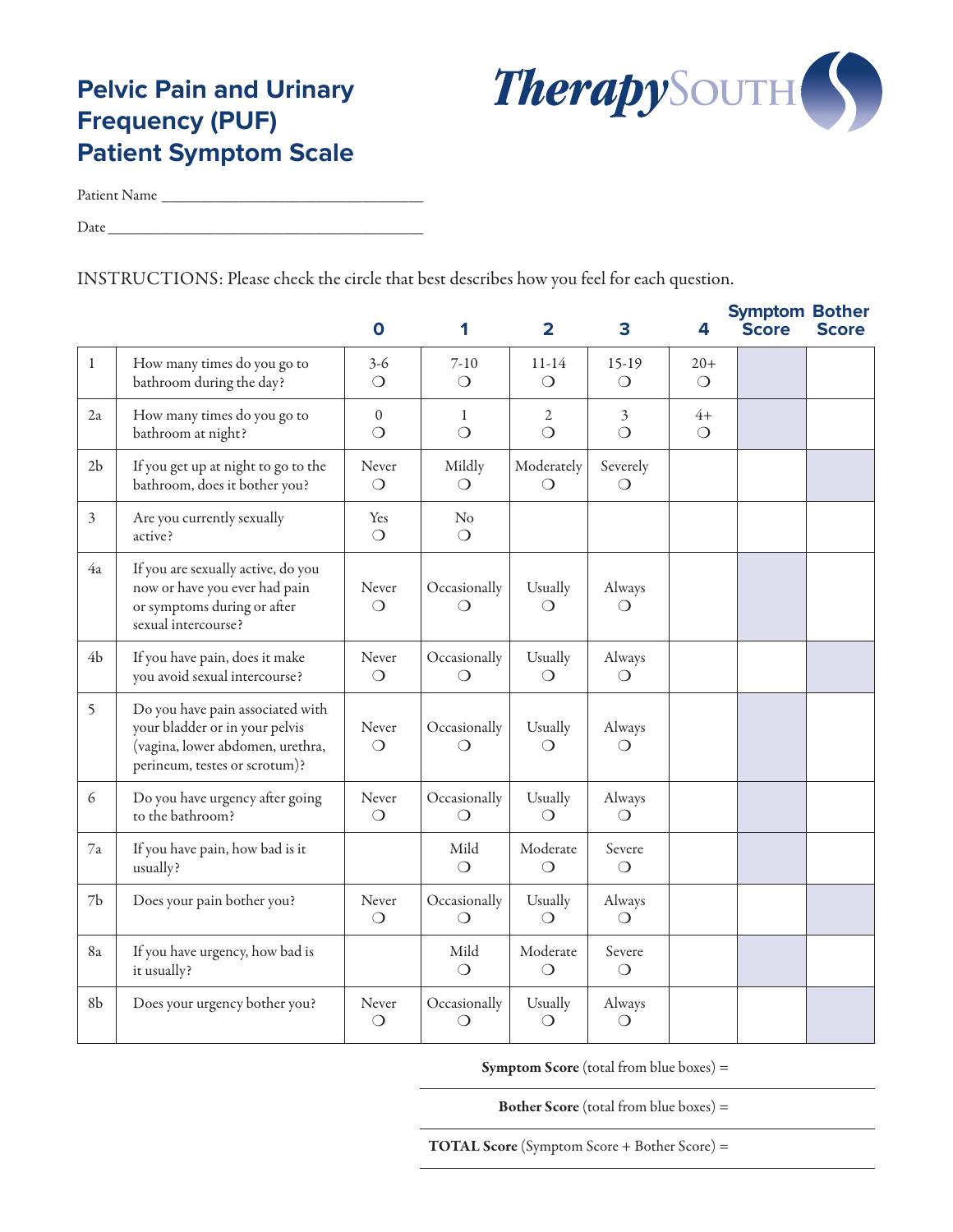# Pelvic Pain and Urinary Frequency (PUF) Patient Symptom Scale

TherapySouth

Patient Name ___________________________________

Date ___________________________________________

INSTRUCTIONS: Please check the circle that best describes how you feel for each question.

| | | 0 | 1 | 2 | 3 | 4 | Symptom Score | Bother Score |
|---|---|---|---|---|---|---|---|---|
| 1 | How many times do you go to bathroom during the day? | 3-6 ❍ | 7-10 ❍ | 11-14 ❍ | 15-19 ❍ | 20+ ❍ | | |
| 2a | How many times do you go to bathroom at night? | 0 ❍ | 1 ❍ | 2 ❍ | 3 ❍ | 4+ ❍ | | |
| 2b | If you get up at night to go to the bathroom, does it bother you? | Never ❍ | Mildly ❍ | Moderately ❍ | Severely ❍ | | | |
| 3 | Are you currently sexually active? | Yes ❍ | No ❍ | | | | | |
| 4a | If you are sexually active, do you now or have you ever had pain or symptoms during or after sexual intercourse? | Never ❍ | Occasionally ❍ | Usually ❍ | Always ❍ | | | |
| 4b | If you have pain, does it make you avoid sexual intercourse? | Never ❍ | Occasionally ❍ | Usually ❍ | Always ❍ | | | |
| 5 | Do you have pain associated with your bladder or in your pelvis (vagina, lower abdomen, urethra, perineum, testes or scrotum)? | Never ❍ | Occasionally ❍ | Usually ❍ | Always ❍ | | | |
| 6 | Do you have urgency after going to the bathroom? | Never ❍ | Occasionally ❍ | Usually ❍ | Always ❍ | | | |
| 7a | If you have pain, how bad is it usually? | | Mild ❍ | Moderate ❍ | Severe ❍ | | | |
| 7b | Does your pain bother you? | Never ❍ | Occasionally ❍ | Usually ❍ | Always ❍ | | | |
| 8a | If you have urgency, how bad is it usually? | | Mild ❍ | Moderate ❍ | Severe ❍ | | | |
| 8b | Does your urgency bother you? | Never ❍ | Occasionally ❍ | Usually ❍ | Always ❍ | | | |

**Symptom Score** (total from blue boxes) = ____________

**Bother Score** (total from blue boxes) = ____________

**TOTAL Score** (Symptom Score + Bother Score) = ____________